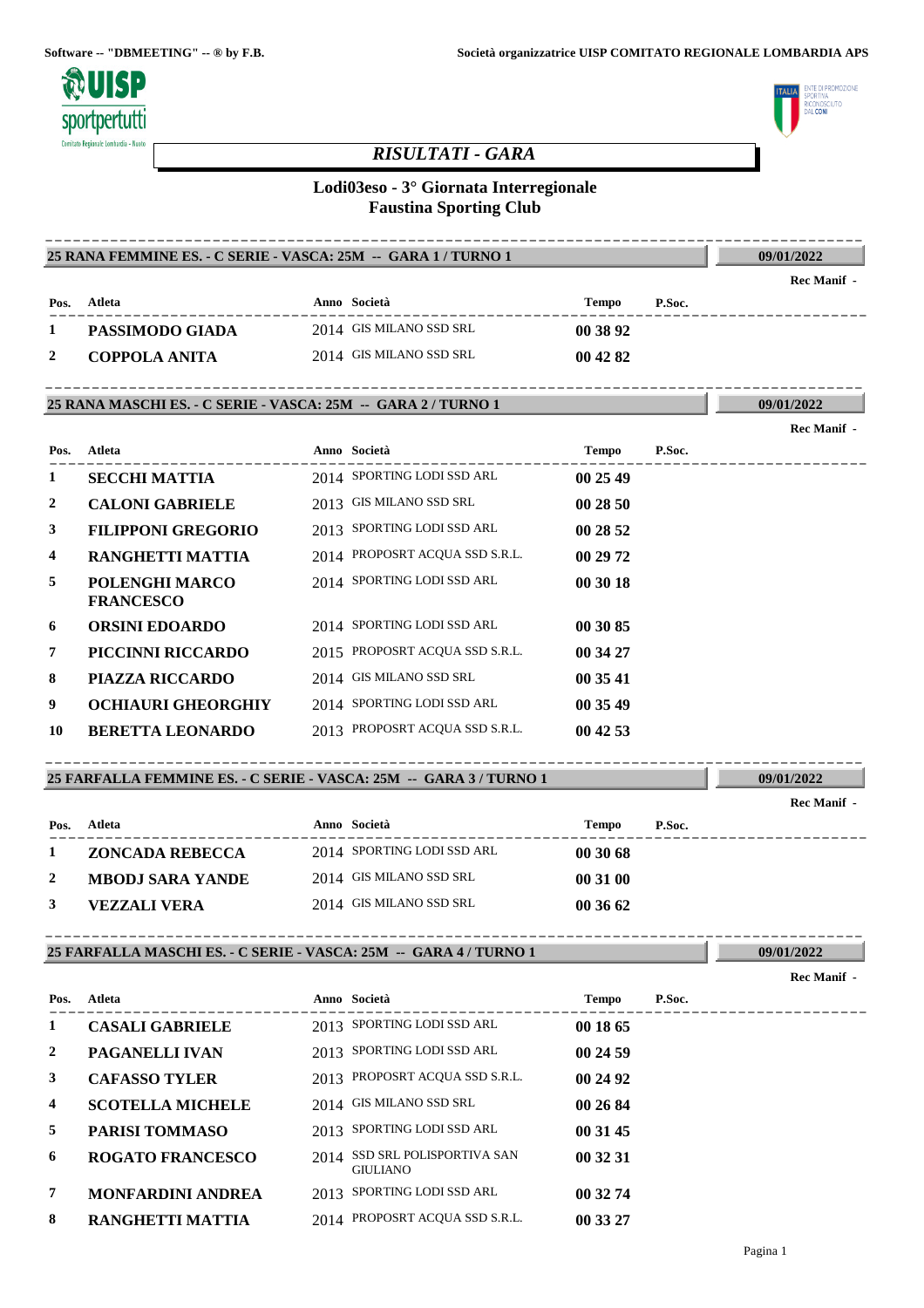Software -- "DBMEETING" -- ® by F.B.

Società organizzatrice UISP COMITATO REGIONALE LOMBARDIA APS

# *RISULTATI - GARA*

## Lodi03eso - 3° Giornata Interregionale
## Faustina Sporting Club

### 25 RANA FEMMINE ES. - C SERIE - VASCA: 25M -- GARA 1 / TURNO 1

09/01/2022

Rec Manif -

| Pos. | Atleta | Anno | Società | Tempo | P.Soc. |
|---|---|---|---|---|---|
| 1 | **PASSIMODO GIADA** | 2014 | GIS MILANO SSD SRL | **00 38 92** | |
| 2 | **COPPOLA ANITA** | 2014 | GIS MILANO SSD SRL | **00 42 82** | |

### 25 RANA MASCHI ES. - C SERIE - VASCA: 25M -- GARA 2 / TURNO 1

09/01/2022

Rec Manif -

| Pos. | Atleta | Anno | Società | Tempo | P.Soc. |
|---|---|---|---|---|---|
| 1 | **SECCHI MATTIA** | 2014 | SPORTING LODI SSD ARL | **00 25 49** | |
| 2 | **CALONI GABRIELE** | 2013 | GIS MILANO SSD SRL | **00 28 50** | |
| 3 | **FILIPPONI GREGORIO** | 2013 | SPORTING LODI SSD ARL | **00 28 52** | |
| 4 | **RANGHETTI MATTIA** | 2014 | PROPOSRT ACQUA SSD S.R.L. | **00 29 72** | |
| 5 | **POLENGHI MARCO FRANCESCO** | 2014 | SPORTING LODI SSD ARL | **00 30 18** | |
| 6 | **ORSINI EDOARDO** | 2014 | SPORTING LODI SSD ARL | **00 30 85** | |
| 7 | **PICCINNI RICCARDO** | 2015 | PROPOSRT ACQUA SSD S.R.L. | **00 34 27** | |
| 8 | **PIAZZA RICCARDO** | 2014 | GIS MILANO SSD SRL | **00 35 41** | |
| 9 | **OCHIAURI GHEORGHIY** | 2014 | SPORTING LODI SSD ARL | **00 35 49** | |
| 10 | **BERETTA LEONARDO** | 2013 | PROPOSRT ACQUA SSD S.R.L. | **00 42 53** | |

### 25 FARFALLA FEMMINE ES. - C SERIE - VASCA: 25M -- GARA 3 / TURNO 1

09/01/2022

Rec Manif -

| Pos. | Atleta | Anno | Società | Tempo | P.Soc. |
|---|---|---|---|---|---|
| 1 | **ZONCADA REBECCA** | 2014 | SPORTING LODI SSD ARL | **00 30 68** | |
| 2 | **MBODJ SARA YANDE** | 2014 | GIS MILANO SSD SRL | **00 31 00** | |
| 3 | **VEZZALI VERA** | 2014 | GIS MILANO SSD SRL | **00 36 62** | |

### 25 FARFALLA MASCHI ES. - C SERIE - VASCA: 25M -- GARA 4 / TURNO 1

09/01/2022

Rec Manif -

| Pos. | Atleta | Anno | Società | Tempo | P.Soc. |
|---|---|---|---|---|---|
| 1 | **CASALI GABRIELE** | 2013 | SPORTING LODI SSD ARL | **00 18 65** | |
| 2 | **PAGANELLI IVAN** | 2013 | SPORTING LODI SSD ARL | **00 24 59** | |
| 3 | **CAFASSO TYLER** | 2013 | PROPOSRT ACQUA SSD S.R.L. | **00 24 92** | |
| 4 | **SCOTELLA MICHELE** | 2014 | GIS MILANO SSD SRL | **00 26 84** | |
| 5 | **PARISI TOMMASO** | 2013 | SPORTING LODI SSD ARL | **00 31 45** | |
| 6 | **ROGATO FRANCESCO** | 2014 | SSD SRL POLISPORTIVA SAN GIULIANO | **00 32 31** | |
| 7 | **MONFARDINI ANDREA** | 2013 | SPORTING LODI SSD ARL | **00 32 74** | |
| 8 | **RANGHETTI MATTIA** | 2014 | PROPOSRT ACQUA SSD S.R.L. | **00 33 27** | |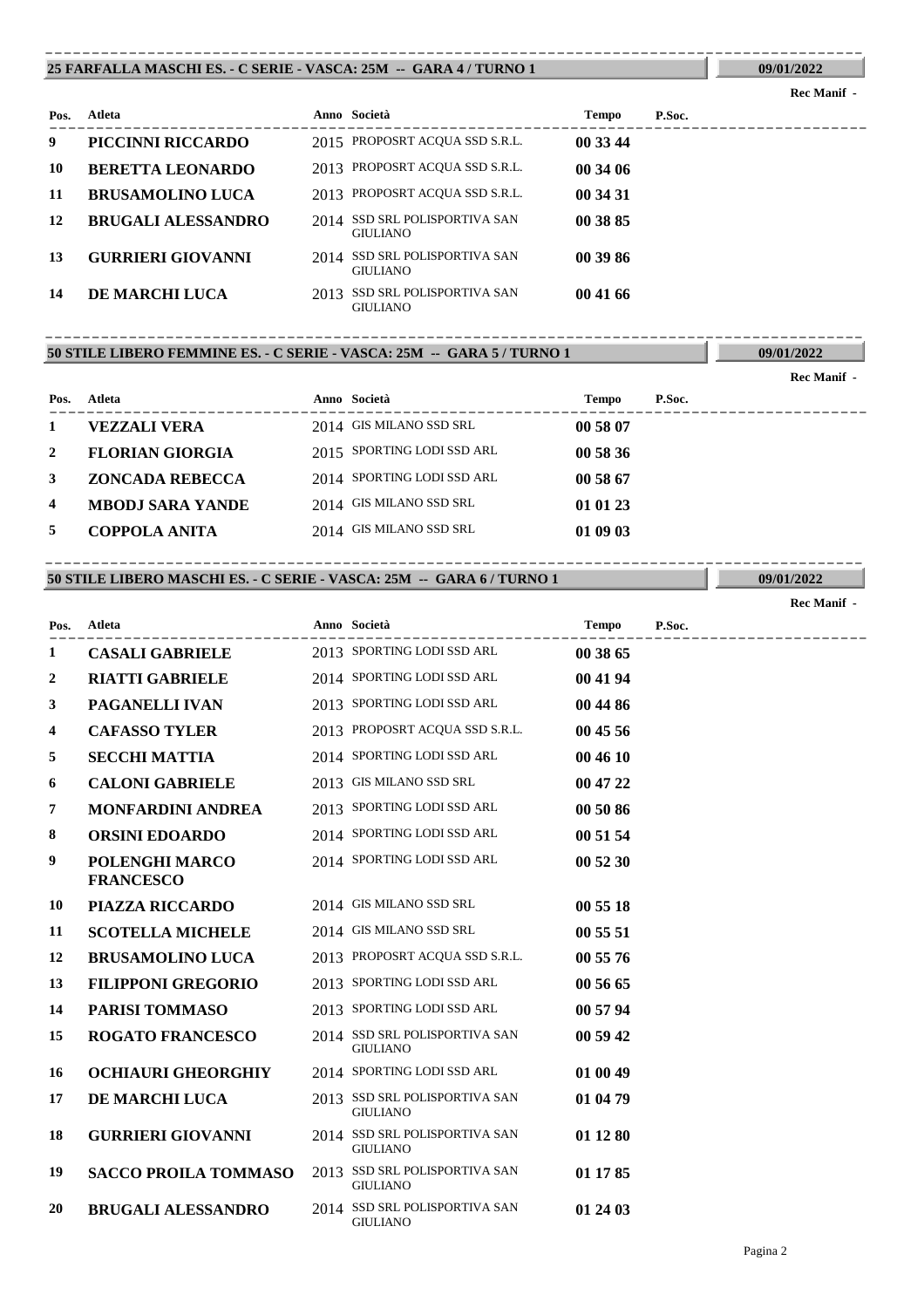## 25 FARFALLA MASCHI ES. - C SERIE - VASCA: 25M -- GARA 4 / TURNO 1

09/01/2022

Rec Manif -

| Pos. | Atleta | Anno | Società | Tempo | P.Soc. |
|---|---|---|---|---|---|
| 9 | **PICCINNI RICCARDO** | 2015 | PROPOSRT ACQUA SSD S.R.L. | **00 33 44** | |
| 10 | **BERETTA LEONARDO** | 2013 | PROPOSRT ACQUA SSD S.R.L. | **00 34 06** | |
| 11 | **BRUSAMOLINO LUCA** | 2013 | PROPOSRT ACQUA SSD S.R.L. | **00 34 31** | |
| 12 | **BRUGALI ALESSANDRO** | 2014 | SSD SRL POLISPORTIVA SAN GIULIANO | **00 38 85** | |
| 13 | **GURRIERI GIOVANNI** | 2014 | SSD SRL POLISPORTIVA SAN GIULIANO | **00 39 86** | |
| 14 | **DE MARCHI LUCA** | 2013 | SSD SRL POLISPORTIVA SAN GIULIANO | **00 41 66** | |

## 50 STILE LIBERO FEMMINE ES. - C SERIE - VASCA: 25M -- GARA 5 / TURNO 1

09/01/2022

Rec Manif -

| Pos. | Atleta | Anno | Società | Tempo | P.Soc. |
|---|---|---|---|---|---|
| 1 | **VEZZALI VERA** | 2014 | GIS MILANO SSD SRL | **00 58 07** | |
| 2 | **FLORIAN GIORGIA** | 2015 | SPORTING LODI SSD ARL | **00 58 36** | |
| 3 | **ZONCADA REBECCA** | 2014 | SPORTING LODI SSD ARL | **00 58 67** | |
| 4 | **MBODJ SARA YANDE** | 2014 | GIS MILANO SSD SRL | **01 01 23** | |
| 5 | **COPPOLA ANITA** | 2014 | GIS MILANO SSD SRL | **01 09 03** | |

## 50 STILE LIBERO MASCHI ES. - C SERIE - VASCA: 25M -- GARA 6 / TURNO 1

09/01/2022

Rec Manif -

| Pos. | Atleta | Anno | Società | Tempo | P.Soc. |
|---|---|---|---|---|---|
| 1 | **CASALI GABRIELE** | 2013 | SPORTING LODI SSD ARL | **00 38 65** | |
| 2 | **RIATTI GABRIELE** | 2014 | SPORTING LODI SSD ARL | **00 41 94** | |
| 3 | **PAGANELLI IVAN** | 2013 | SPORTING LODI SSD ARL | **00 44 86** | |
| 4 | **CAFASSO TYLER** | 2013 | PROPOSRT ACQUA SSD S.R.L. | **00 45 56** | |
| 5 | **SECCHI MATTIA** | 2014 | SPORTING LODI SSD ARL | **00 46 10** | |
| 6 | **CALONI GABRIELE** | 2013 | GIS MILANO SSD SRL | **00 47 22** | |
| 7 | **MONFARDINI ANDREA** | 2013 | SPORTING LODI SSD ARL | **00 50 86** | |
| 8 | **ORSINI EDOARDO** | 2014 | SPORTING LODI SSD ARL | **00 51 54** | |
| 9 | **POLENGHI MARCO FRANCESCO** | 2014 | SPORTING LODI SSD ARL | **00 52 30** | |
| 10 | **PIAZZA RICCARDO** | 2014 | GIS MILANO SSD SRL | **00 55 18** | |
| 11 | **SCOTELLA MICHELE** | 2014 | GIS MILANO SSD SRL | **00 55 51** | |
| 12 | **BRUSAMOLINO LUCA** | 2013 | PROPOSRT ACQUA SSD S.R.L. | **00 55 76** | |
| 13 | **FILIPPONI GREGORIO** | 2013 | SPORTING LODI SSD ARL | **00 56 65** | |
| 14 | **PARISI TOMMASO** | 2013 | SPORTING LODI SSD ARL | **00 57 94** | |
| 15 | **ROGATO FRANCESCO** | 2014 | SSD SRL POLISPORTIVA SAN GIULIANO | **00 59 42** | |
| 16 | **OCHIAURI GHEORGHIY** | 2014 | SPORTING LODI SSD ARL | **01 00 49** | |
| 17 | **DE MARCHI LUCA** | 2013 | SSD SRL POLISPORTIVA SAN GIULIANO | **01 04 79** | |
| 18 | **GURRIERI GIOVANNI** | 2014 | SSD SRL POLISPORTIVA SAN GIULIANO | **01 12 80** | |
| 19 | **SACCO PROILA TOMMASO** | 2013 | SSD SRL POLISPORTIVA SAN GIULIANO | **01 17 85** | |
| 20 | **BRUGALI ALESSANDRO** | 2014 | SSD SRL POLISPORTIVA SAN GIULIANO | **01 24 03** | |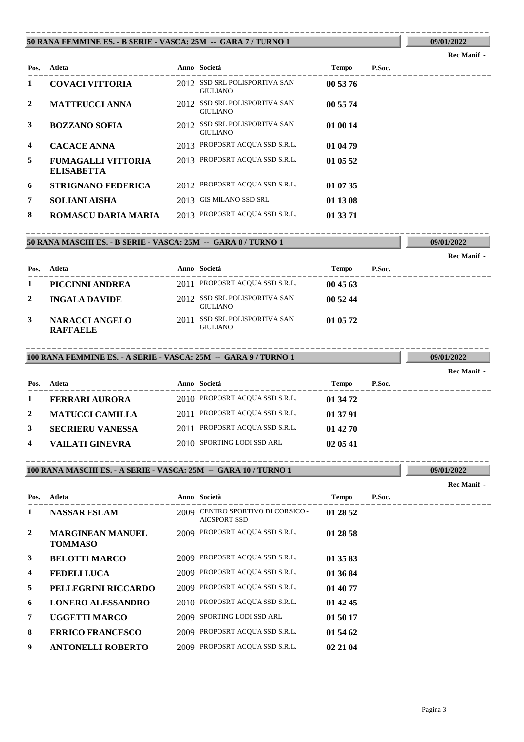## 50 RANA FEMMINE ES. - B SERIE - VASCA: 25M -- GARA 7 / TURNO 1

09/01/2022

Rec Manif -

| Pos. | Atleta | Anno | Società | Tempo | P.Soc. |
|---|---|---|---|---|---|
| 1 | **COVACI VITTORIA** | 2012 | SSD SRL POLISPORTIVA SAN GIULIANO | **00 53 76** | |
| 2 | **MATTEUCCI ANNA** | 2012 | SSD SRL POLISPORTIVA SAN GIULIANO | **00 55 74** | |
| 3 | **BOZZANO SOFIA** | 2012 | SSD SRL POLISPORTIVA SAN GIULIANO | **01 00 14** | |
| 4 | **CACACE ANNA** | 2013 | PROPOSRT ACQUA SSD S.R.L. | **01 04 79** | |
| 5 | **FUMAGALLI VITTORIA ELISABETTA** | 2013 | PROPOSRT ACQUA SSD S.R.L. | **01 05 52** | |
| 6 | **STRIGNANO FEDERICA** | 2012 | PROPOSRT ACQUA SSD S.R.L. | **01 07 35** | |
| 7 | **SOLIANI AISHA** | 2013 | GIS MILANO SSD SRL | **01 13 08** | |
| 8 | **ROMASCU DARIA MARIA** | 2013 | PROPOSRT ACQUA SSD S.R.L. | **01 33 71** | |

## 50 RANA MASCHI ES. - B SERIE - VASCA: 25M -- GARA 8 / TURNO 1

09/01/2022

Rec Manif -

| Pos. | Atleta | Anno | Società | Tempo | P.Soc. |
|---|---|---|---|---|---|
| 1 | **PICCINNI ANDREA** | 2011 | PROPOSRT ACQUA SSD S.R.L. | **00 45 63** | |
| 2 | **INGALA DAVIDE** | 2012 | SSD SRL POLISPORTIVA SAN GIULIANO | **00 52 44** | |
| 3 | **NARACCI ANGELO RAFFAELE** | 2011 | SSD SRL POLISPORTIVA SAN GIULIANO | **01 05 72** | |

## 100 RANA FEMMINE ES. - A SERIE - VASCA: 25M -- GARA 9 / TURNO 1

09/01/2022

Rec Manif -

| Pos. | Atleta | Anno | Società | Tempo | P.Soc. |
|---|---|---|---|---|---|
| 1 | **FERRARI AURORA** | 2010 | PROPOSRT ACQUA SSD S.R.L. | **01 34 72** | |
| 2 | **MATUCCI CAMILLA** | 2011 | PROPOSRT ACQUA SSD S.R.L. | **01 37 91** | |
| 3 | **SECRIERU VANESSA** | 2011 | PROPOSRT ACQUA SSD S.R.L. | **01 42 70** | |
| 4 | **VAILATI GINEVRA** | 2010 | SPORTING LODI SSD ARL | **02 05 41** | |

## 100 RANA MASCHI ES. - A SERIE - VASCA: 25M -- GARA 10 / TURNO 1

09/01/2022

Rec Manif -

| Pos. | Atleta | Anno | Società | Tempo | P.Soc. |
|---|---|---|---|---|---|
| 1 | **NASSAR ESLAM** | 2009 | CENTRO SPORTIVO DI CORSICO - AICSPORT SSD | **01 28 52** | |
| 2 | **MARGINEAN MANUEL TOMMASO** | 2009 | PROPOSRT ACQUA SSD S.R.L. | **01 28 58** | |
| 3 | **BELOTTI MARCO** | 2009 | PROPOSRT ACQUA SSD S.R.L. | **01 35 83** | |
| 4 | **FEDELI LUCA** | 2009 | PROPOSRT ACQUA SSD S.R.L. | **01 36 84** | |
| 5 | **PELLEGRINI RICCARDO** | 2009 | PROPOSRT ACQUA SSD S.R.L. | **01 40 77** | |
| 6 | **LONERO ALESSANDRO** | 2010 | PROPOSRT ACQUA SSD S.R.L. | **01 42 45** | |
| 7 | **UGGETTI MARCO** | 2009 | SPORTING LODI SSD ARL | **01 50 17** | |
| 8 | **ERRICO FRANCESCO** | 2009 | PROPOSRT ACQUA SSD S.R.L. | **01 54 62** | |
| 9 | **ANTONELLI ROBERTO** | 2009 | PROPOSRT ACQUA SSD S.R.L. | **02 21 04** | |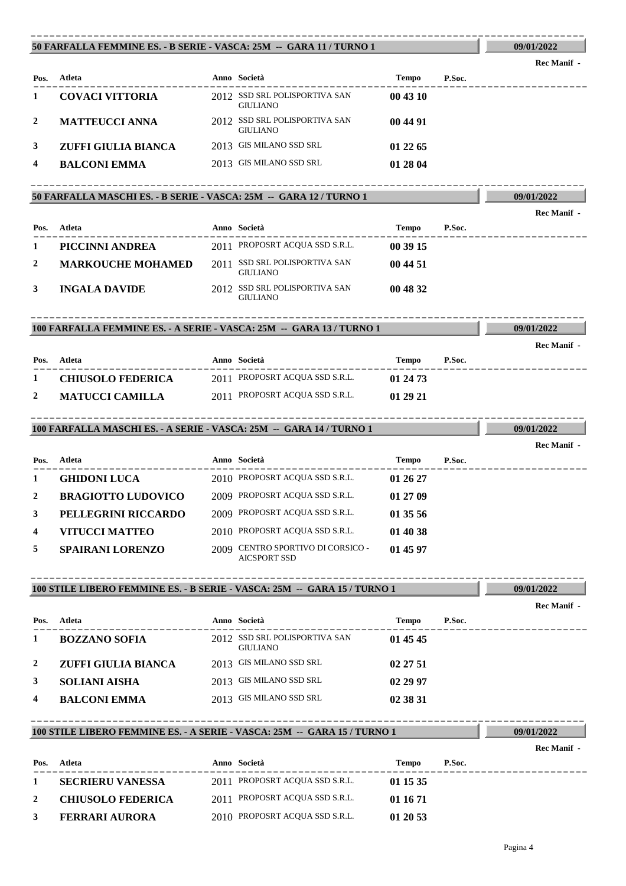## 50 FARFALLA FEMMINE ES. - B SERIE - VASCA: 25M -- GARA 11 / TURNO 1

**09/01/2022**

**Rec Manif -**

| Pos. | Atleta | Anno | Società | Tempo | P.Soc. |
|---|---|---|---|---|---|
| 1 | **COVACI VITTORIA** | 2012 | SSD SRL POLISPORTIVA SAN GIULIANO | **00 43 10** | |
| 2 | **MATTEUCCI ANNA** | 2012 | SSD SRL POLISPORTIVA SAN GIULIANO | **00 44 91** | |
| 3 | **ZUFFI GIULIA BIANCA** | 2013 | GIS MILANO SSD SRL | **01 22 65** | |
| 4 | **BALCONI EMMA** | 2013 | GIS MILANO SSD SRL | **01 28 04** | |

## 50 FARFALLA MASCHI ES. - B SERIE - VASCA: 25M -- GARA 12 / TURNO 1

**09/01/2022**

**Rec Manif -**

| Pos. | Atleta | Anno | Società | Tempo | P.Soc. |
|---|---|---|---|---|---|
| 1 | **PICCINNI ANDREA** | 2011 | PROPOSRT ACQUA SSD S.R.L. | **00 39 15** | |
| 2 | **MARKOUCHE MOHAMED** | 2011 | SSD SRL POLISPORTIVA SAN GIULIANO | **00 44 51** | |
| 3 | **INGALA DAVIDE** | 2012 | SSD SRL POLISPORTIVA SAN GIULIANO | **00 48 32** | |

## 100 FARFALLA FEMMINE ES. - A SERIE - VASCA: 25M -- GARA 13 / TURNO 1

**09/01/2022**

**Rec Manif -**

| Pos. | Atleta | Anno | Società | Tempo | P.Soc. |
|---|---|---|---|---|---|
| 1 | **CHIUSOLO FEDERICA** | 2011 | PROPOSRT ACQUA SSD S.R.L. | **01 24 73** | |
| 2 | **MATUCCI CAMILLA** | 2011 | PROPOSRT ACQUA SSD S.R.L. | **01 29 21** | |

## 100 FARFALLA MASCHI ES. - A SERIE - VASCA: 25M -- GARA 14 / TURNO 1

**09/01/2022**

**Rec Manif -**

| Pos. | Atleta | Anno | Società | Tempo | P.Soc. |
|---|---|---|---|---|---|
| 1 | **GHIDONI LUCA** | 2010 | PROPOSRT ACQUA SSD S.R.L. | **01 26 27** | |
| 2 | **BRAGIOTTO LUDOVICO** | 2009 | PROPOSRT ACQUA SSD S.R.L. | **01 27 09** | |
| 3 | **PELLEGRINI RICCARDO** | 2009 | PROPOSRT ACQUA SSD S.R.L. | **01 35 56** | |
| 4 | **VITUCCI MATTEO** | 2010 | PROPOSRT ACQUA SSD S.R.L. | **01 40 38** | |
| 5 | **SPAIRANI LORENZO** | 2009 | CENTRO SPORTIVO DI CORSICO - AICSPORT SSD | **01 45 97** | |

## 100 STILE LIBERO FEMMINE ES. - B SERIE - VASCA: 25M -- GARA 15 / TURNO 1

**09/01/2022**

**Rec Manif -**

| Pos. | Atleta | Anno | Società | Tempo | P.Soc. |
|---|---|---|---|---|---|
| 1 | **BOZZANO SOFIA** | 2012 | SSD SRL POLISPORTIVA SAN GIULIANO | **01 45 45** | |
| 2 | **ZUFFI GIULIA BIANCA** | 2013 | GIS MILANO SSD SRL | **02 27 51** | |
| 3 | **SOLIANI AISHA** | 2013 | GIS MILANO SSD SRL | **02 29 97** | |
| 4 | **BALCONI EMMA** | 2013 | GIS MILANO SSD SRL | **02 38 31** | |

## 100 STILE LIBERO FEMMINE ES. - A SERIE - VASCA: 25M -- GARA 15 / TURNO 1

**09/01/2022**

**Rec Manif -**

| Pos. | Atleta | Anno | Società | Tempo | P.Soc. |
|---|---|---|---|---|---|
| 1 | **SECRIERU VANESSA** | 2011 | PROPOSRT ACQUA SSD S.R.L. | **01 15 35** | |
| 2 | **CHIUSOLO FEDERICA** | 2011 | PROPOSRT ACQUA SSD S.R.L. | **01 16 71** | |
| 3 | **FERRARI AURORA** | 2010 | PROPOSRT ACQUA SSD S.R.L. | **01 20 53** | |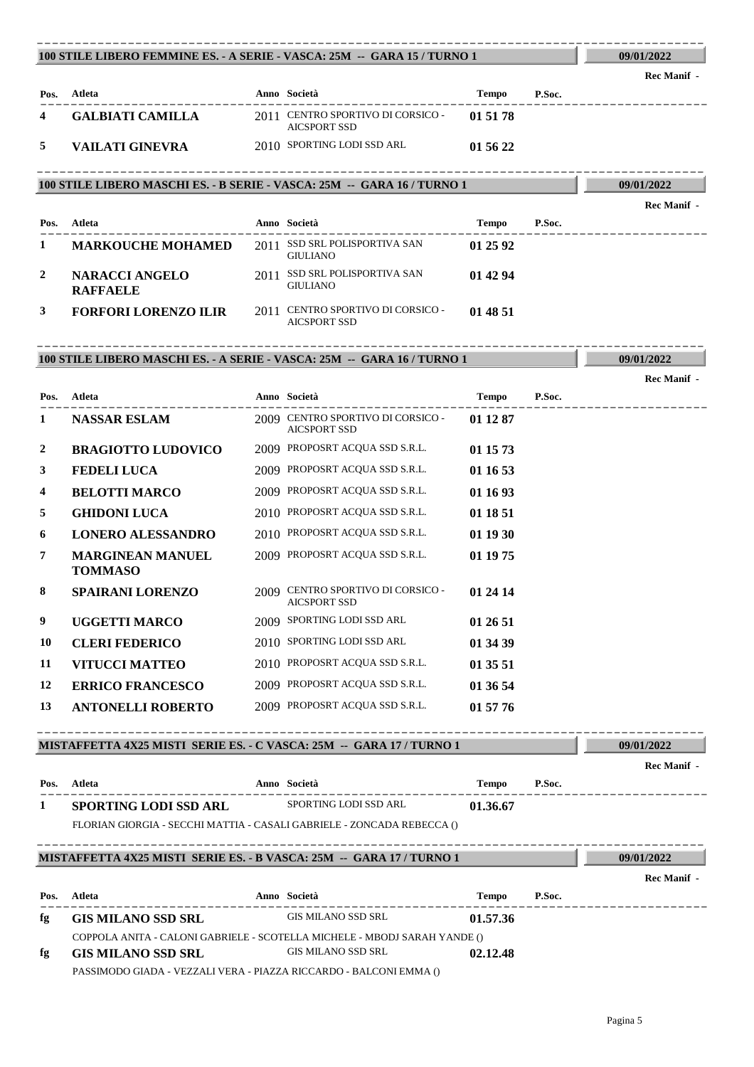## 100 STILE LIBERO FEMMINE ES. - A SERIE - VASCA: 25M -- GARA 15 / TURNO 1

09/01/2022

Rec Manif -

| Pos. | Atleta | Anno | Società | Tempo | P.Soc. |
|---|---|---|---|---|---|
| 4 | **GALBIATI CAMILLA** | 2011 | CENTRO SPORTIVO DI CORSICO - AICSPORT SSD | **01 51 78** | |
| 5 | **VAILATI GINEVRA** | 2010 | SPORTING LODI SSD ARL | **01 56 22** | |

## 100 STILE LIBERO MASCHI ES. - B SERIE - VASCA: 25M -- GARA 16 / TURNO 1

09/01/2022

Rec Manif -

| Pos. | Atleta | Anno | Società | Tempo | P.Soc. |
|---|---|---|---|---|---|
| 1 | **MARKOUCHE MOHAMED** | 2011 | SSD SRL POLISPORTIVA SAN GIULIANO | **01 25 92** | |
| 2 | **NARACCI ANGELO RAFFAELE** | 2011 | SSD SRL POLISPORTIVA SAN GIULIANO | **01 42 94** | |
| 3 | **FORFORI LORENZO ILIR** | 2011 | CENTRO SPORTIVO DI CORSICO - AICSPORT SSD | **01 48 51** | |

## 100 STILE LIBERO MASCHI ES. - A SERIE - VASCA: 25M -- GARA 16 / TURNO 1

09/01/2022

Rec Manif -

| Pos. | Atleta | Anno | Società | Tempo | P.Soc. |
|---|---|---|---|---|---|
| 1 | **NASSAR ESLAM** | 2009 | CENTRO SPORTIVO DI CORSICO - AICSPORT SSD | **01 12 87** | |
| 2 | **BRAGIOTTO LUDOVICO** | 2009 | PROPOSRT ACQUA SSD S.R.L. | **01 15 73** | |
| 3 | **FEDELI LUCA** | 2009 | PROPOSRT ACQUA SSD S.R.L. | **01 16 53** | |
| 4 | **BELOTTI MARCO** | 2009 | PROPOSRT ACQUA SSD S.R.L. | **01 16 93** | |
| 5 | **GHIDONI LUCA** | 2010 | PROPOSRT ACQUA SSD S.R.L. | **01 18 51** | |
| 6 | **LONERO ALESSANDRO** | 2010 | PROPOSRT ACQUA SSD S.R.L. | **01 19 30** | |
| 7 | **MARGINEAN MANUEL TOMMASO** | 2009 | PROPOSRT ACQUA SSD S.R.L. | **01 19 75** | |
| 8 | **SPAIRANI LORENZO** | 2009 | CENTRO SPORTIVO DI CORSICO - AICSPORT SSD | **01 24 14** | |
| 9 | **UGGETTI MARCO** | 2009 | SPORTING LODI SSD ARL | **01 26 51** | |
| 10 | **CLERI FEDERICO** | 2010 | SPORTING LODI SSD ARL | **01 34 39** | |
| 11 | **VITUCCI MATTEO** | 2010 | PROPOSRT ACQUA SSD S.R.L. | **01 35 51** | |
| 12 | **ERRICO FRANCESCO** | 2009 | PROPOSRT ACQUA SSD S.R.L. | **01 36 54** | |
| 13 | **ANTONELLI ROBERTO** | 2009 | PROPOSRT ACQUA SSD S.R.L. | **01 57 76** | |

## MISTAFFETTA 4X25 MISTI SERIE ES. - C VASCA: 25M -- GARA 17 / TURNO 1

09/01/2022

Rec Manif -

| Pos. | Atleta | Anno | Società | Tempo | P.Soc. |
|---|---|---|---|---|---|
| 1 | **SPORTING LODI SSD ARL** | | SPORTING LODI SSD ARL | **01.36.67** | |
| | FLORIAN GIORGIA - SECCHI MATTIA - CASALI GABRIELE - ZONCADA REBECCA () | | | | |

## MISTAFFETTA 4X25 MISTI SERIE ES. - B VASCA: 25M -- GARA 17 / TURNO 1

09/01/2022

Rec Manif -

| Pos. | Atleta | Anno | Società | Tempo | P.Soc. |
|---|---|---|---|---|---|
| fg | **GIS MILANO SSD SRL** | | GIS MILANO SSD SRL | **01.57.36** | |
| | COPPOLA ANITA - CALONI GABRIELE - SCOTELLA MICHELE - MBODJ SARAH YANDE () | | | | |
| fg | **GIS MILANO SSD SRL** | | GIS MILANO SSD SRL | **02.12.48** | |
| | PASSIMODO GIADA - VEZZALI VERA - PIAZZA RICCARDO - BALCONI EMMA () | | | | |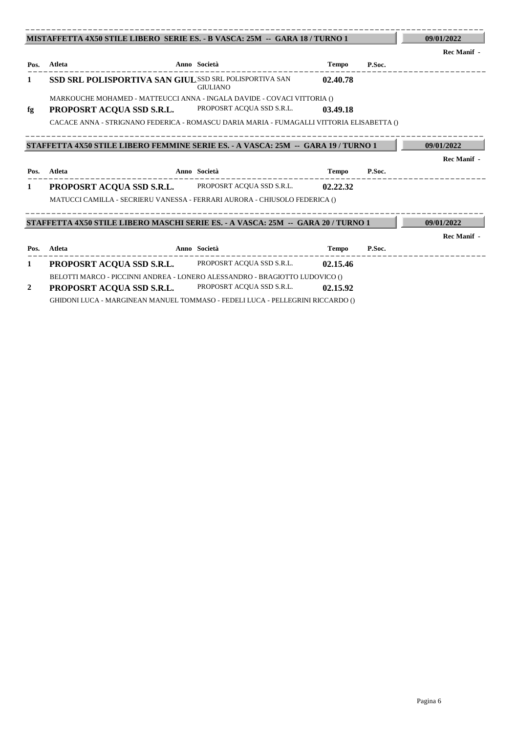### MISTAFFETTA 4X50 STILE LIBERO SERIE ES. - B VASCA: 25M -- GARA 18 / TURNO 1

09/01/2022

Rec Manif -

| Pos. | Atleta | Anno | Società | Tempo | P.Soc. |
|---|---|---|---|---|---|
| 1 | **SSD SRL POLISPORTIVA SAN GIUL** | | SSD SRL POLISPORTIVA SAN GIULIANO | **02.40.78** | |
| | MARKOUCHE MOHAMED - MATTEUCCI ANNA - INGALA DAVIDE - COVACI VITTORIA () | | | | |
| fg | **PROPOSRT ACQUA SSD S.R.L.** | | PROPOSRT ACQUA SSD S.R.L. | **03.49.18** | |
| | CACACE ANNA - STRIGNANO FEDERICA - ROMASCU DARIA MARIA - FUMAGALLI VITTORIA ELISABETTA () | | | | |

### STAFFETTA 4X50 STILE LIBERO FEMMINE SERIE ES. - A VASCA: 25M -- GARA 19 / TURNO 1

09/01/2022

Rec Manif -

| Pos. | Atleta | Anno | Società | Tempo | P.Soc. |
|---|---|---|---|---|---|
| 1 | **PROPOSRT ACQUA SSD S.R.L.** | | PROPOSRT ACQUA SSD S.R.L. | **02.22.32** | |
| | MATUCCI CAMILLA - SECRIERU VANESSA - FERRARI AURORA - CHIUSOLO FEDERICA () | | | | |

### STAFFETTA 4X50 STILE LIBERO MASCHI SERIE ES. - A VASCA: 25M -- GARA 20 / TURNO 1

09/01/2022

Rec Manif -

| Pos. | Atleta | Anno | Società | Tempo | P.Soc. |
|---|---|---|---|---|---|
| 1 | **PROPOSRT ACQUA SSD S.R.L.** | | PROPOSRT ACQUA SSD S.R.L. | **02.15.46** | |
| | BELOTTI MARCO - PICCINNI ANDREA - LONERO ALESSANDRO - BRAGIOTTO LUDOVICO () | | | | |
| 2 | **PROPOSRT ACQUA SSD S.R.L.** | | PROPOSRT ACQUA SSD S.R.L. | **02.15.92** | |
| | GHIDONI LUCA - MARGINEAN MANUEL TOMMASO - FEDELI LUCA - PELLEGRINI RICCARDO () | | | | |